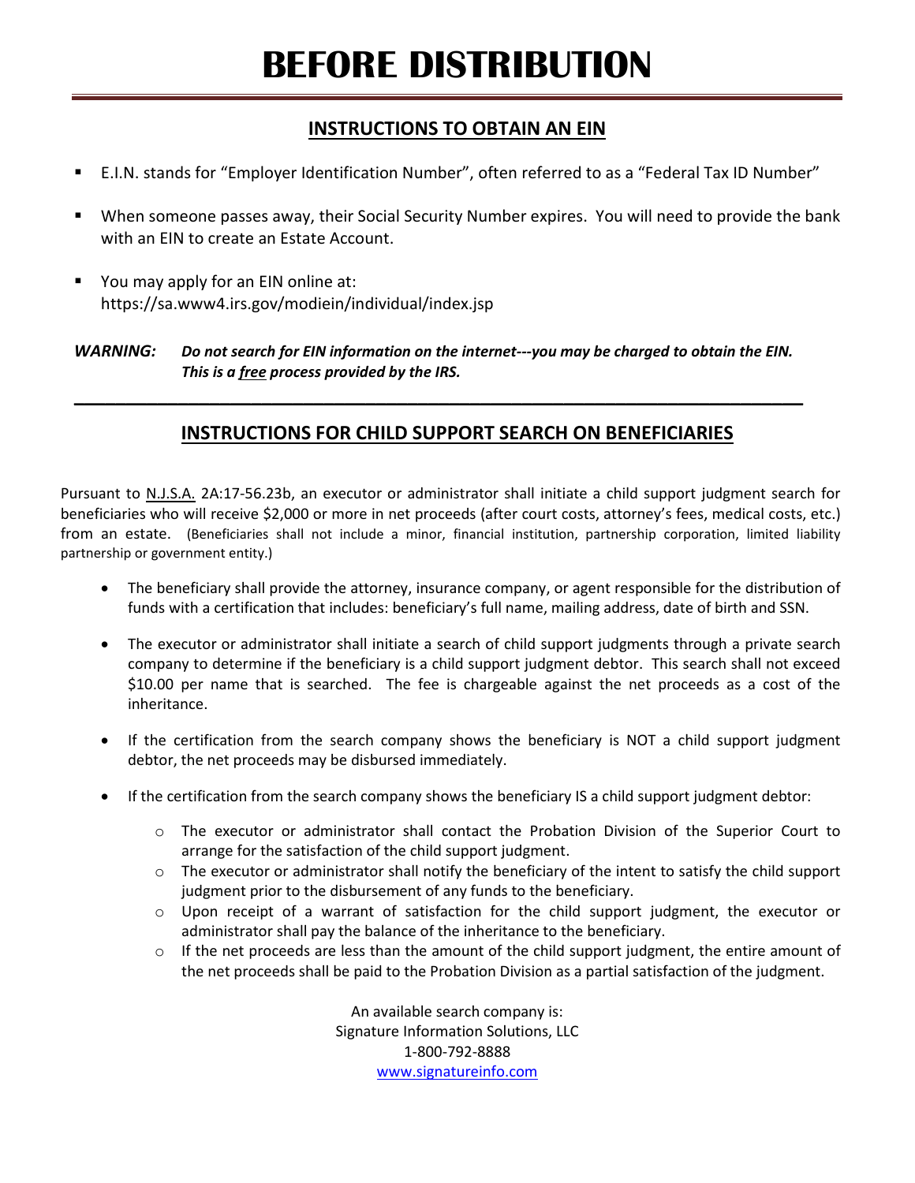# BEFORE DISTRIBUTION

## INSTRUCTIONS TO OBTAIN AN EIN

- E.I.N. stands for "Employer Identification Number", often referred to as a "Federal Tax ID Number"
- When someone passes away, their Social Security Number expires. You will need to provide the bank with an EIN to create an Estate Account.
- You may apply for an EIN online at:
  https://sa.www4.irs.gov/modiein/individual/index.jsp

***WARNING:*** ***Do not search for EIN information on the internet---you may be charged to obtain the EIN. This is a free process provided by the IRS.***

---

## INSTRUCTIONS FOR CHILD SUPPORT SEARCH ON BENEFICIARIES

Pursuant to N.J.S.A. 2A:17-56.23b, an executor or administrator shall initiate a child support judgment search for beneficiaries who will receive $2,000 or more in net proceeds (after court costs, attorney's fees, medical costs, etc.) from an estate. (Beneficiaries shall not include a minor, financial institution, partnership corporation, limited liability partnership or government entity.)

- The beneficiary shall provide the attorney, insurance company, or agent responsible for the distribution of funds with a certification that includes: beneficiary's full name, mailing address, date of birth and SSN.
- The executor or administrator shall initiate a search of child support judgments through a private search company to determine if the beneficiary is a child support judgment debtor. This search shall not exceed $10.00 per name that is searched. The fee is chargeable against the net proceeds as a cost of the inheritance.
- If the certification from the search company shows the beneficiary is NOT a child support judgment debtor, the net proceeds may be disbursed immediately.
- If the certification from the search company shows the beneficiary IS a child support judgment debtor:
  - The executor or administrator shall contact the Probation Division of the Superior Court to arrange for the satisfaction of the child support judgment.
  - The executor or administrator shall notify the beneficiary of the intent to satisfy the child support judgment prior to the disbursement of any funds to the beneficiary.
  - Upon receipt of a warrant of satisfaction for the child support judgment, the executor or administrator shall pay the balance of the inheritance to the beneficiary.
  - If the net proceeds are less than the amount of the child support judgment, the entire amount of the net proceeds shall be paid to the Probation Division as a partial satisfaction of the judgment.

An available search company is:
Signature Information Solutions, LLC
1-800-792-8888
www.signatureinfo.com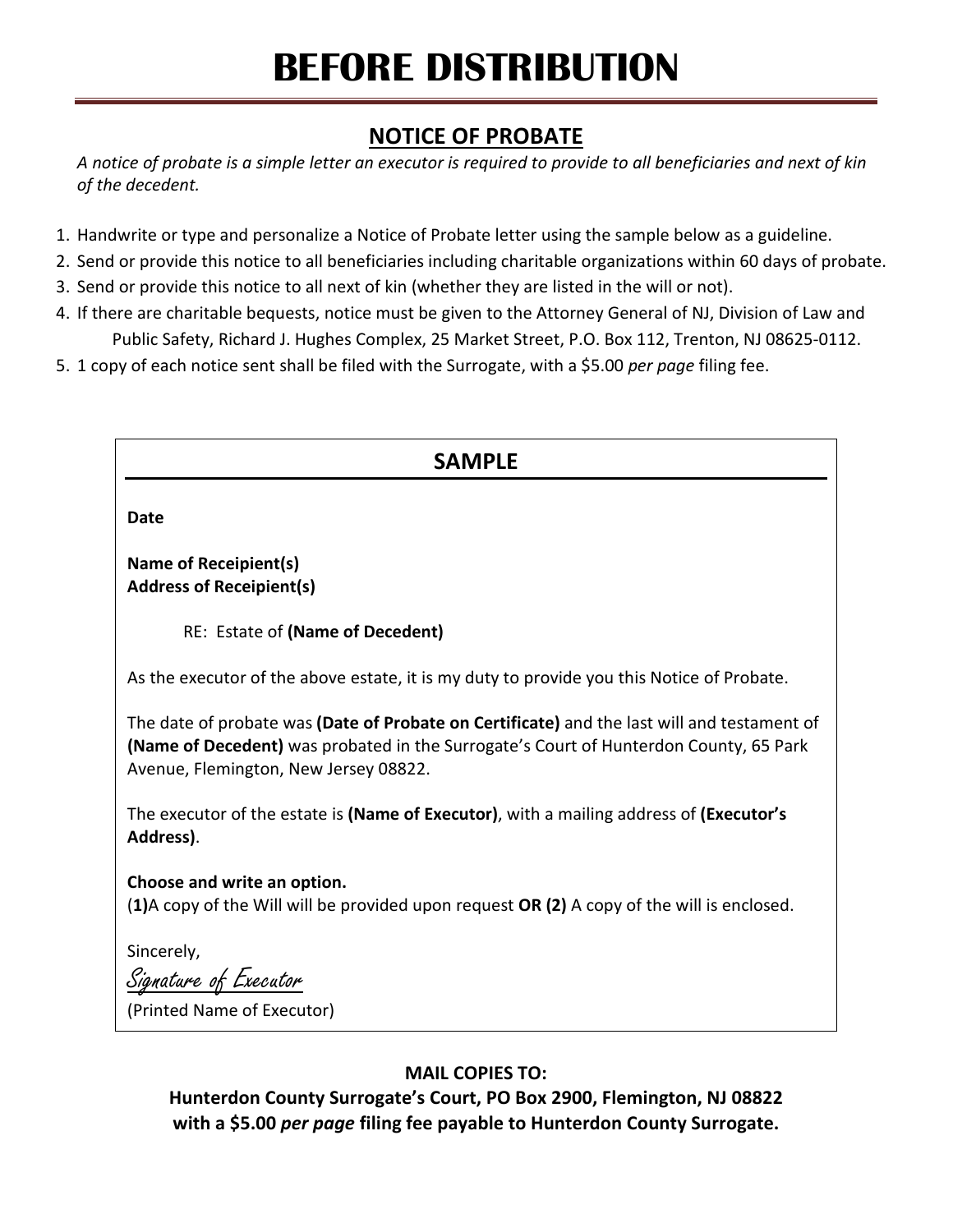# BEFORE DISTRIBUTION

## NOTICE OF PROBATE

*A notice of probate is a simple letter an executor is required to provide to all beneficiaries and next of kin of the decedent.*

1. Handwrite or type and personalize a Notice of Probate letter using the sample below as a guideline.
2. Send or provide this notice to all beneficiaries including charitable organizations within 60 days of probate.
3. Send or provide this notice to all next of kin (whether they are listed in the will or not).
4. If there are charitable bequests, notice must be given to the Attorney General of NJ, Division of Law and Public Safety, Richard J. Hughes Complex, 25 Market Street, P.O. Box 112, Trenton, NJ 08625-0112.
5. 1 copy of each notice sent shall be filed with the Surrogate, with a $5.00 *per page* filing fee.

---

### SAMPLE

**Date**

**Name of Receipient(s)**
**Address of Receipient(s)**

RE: Estate of **(Name of Decedent)**

As the executor of the above estate, it is my duty to provide you this Notice of Probate.

The date of probate was **(Date of Probate on Certificate)** and the last will and testament of **(Name of Decedent)** was probated in the Surrogate's Court of Hunterdon County, 65 Park Avenue, Flemington, New Jersey 08822.

The executor of the estate is **(Name of Executor)**, with a mailing address of **(Executor's Address)**.

**Choose and write an option.**
(**1)**A copy of the Will will be provided upon request **OR (2)** A copy of the will is enclosed.

Sincerely,

*Signature of Executor*

(Printed Name of Executor)

---

**MAIL COPIES TO:**
**Hunterdon County Surrogate's Court, PO Box 2900, Flemington, NJ 08822**
**with a $5.00 *per page* filing fee payable to Hunterdon County Surrogate.**